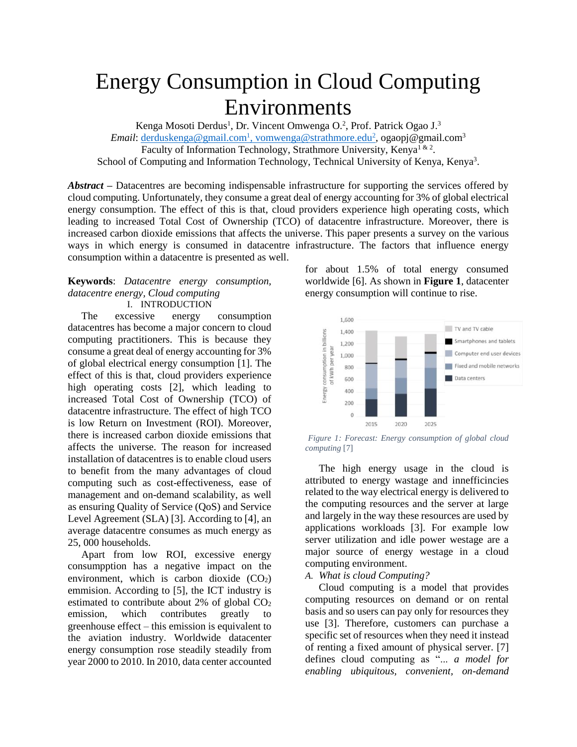# Energy Consumption in Cloud Computing Environments

Kenga Mosoti Derdus[1], Dr. Vincent Omwenga O.[2], Prof. Patrick Ogao J.[3]

*Email*: derduskenga@gmail.com[1], vomwenga@strathmore.edu[2], ogaopj@gmail.com[3]

Faculty of Information Technology, Strathmore University, Kenya[1 & 2].

School of Computing and Information Technology, Technical University of Kenya, Kenya[3].

***Abstract*** – Datacentres are becoming indispensable infrastructure for supporting the services offered by cloud computing. Unfortunately, they consume a great deal of energy accounting for 3% of global electrical energy consumption. The effect of this is that, cloud providers experience high operating costs, which leading to increased Total Cost of Ownership (TCO) of datacentre infrastructure. Moreover, there is increased carbon dioxide emissions that affects the universe. This paper presents a survey on the various ways in which energy is consumed in datacentre infrastructure. The factors that influence energy consumption within a datacentre is presented as well.

**Keywords**: *Datacentre energy consumption, datacentre energy, Cloud computing*

## I. INTRODUCTION

The excessive energy consumption datacentres has become a major concern to cloud computing practitioners. This is because they consume a great deal of energy accounting for 3% of global electrical energy consumption [1]. The effect of this is that, cloud providers experience high operating costs [2], which leading to increased Total Cost of Ownership (TCO) of datacentre infrastructure. The effect of high TCO is low Return on Investment (ROI). Moreover, there is increased carbon dioxide emissions that affects the universe. The reason for increased installation of datacentres is to enable cloud users to benefit from the many advantages of cloud computing such as cost-effectiveness, ease of management and on-demand scalability, as well as ensuring Quality of Service (QoS) and Service Level Agreement (SLA) [3]. According to [4], an average datacentre consumes as much energy as 25, 000 households.

Apart from low ROI, excessive energy consumpption has a negative impact on the environment, which is carbon dioxide ($CO_2$) emmision. According to [5], the ICT industry is estimated to contribute about 2% of global $CO_2$ emission, which contributes greatly to greenhouse effect – this emission is equivalent to the aviation industry. Worldwide datacenter energy consumption rose steadily steadily from year 2000 to 2010. In 2010, data center accounted for about 1.5% of total energy consumed worldwide [6]. As shown in **Figure 1**, datacenter energy consumption will continue to rise.

*Figure 1: Forecast: Energy consumption of global cloud computing* [7]

The high energy usage in the cloud is attributed to energy wastage and innefficincies related to the way electrical energy is delivered to the computing resources and the server at large and largely in the way these resources are used by applications workloads [3]. For example low server utilization and idle power westage are a major source of energy westage in a cloud computing environment.

### A. *What is cloud Computing?*

Cloud computing is a model that provides computing resources on demand or on rental basis and so users can pay only for resources they use [3]. Therefore, customers can purchase a specific set of resources when they need it instead of renting a fixed amount of physical server. [7] defines cloud computing as "*... a model for enabling ubiquitous, convenient, on-demand*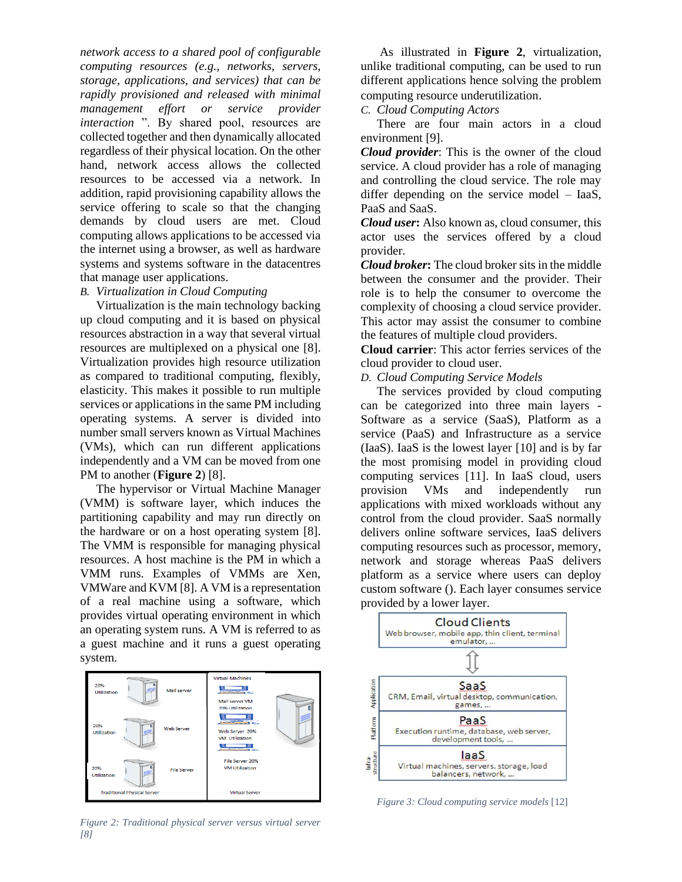*network access to a shared pool of configurable computing resources (e.g., networks, servers, storage, applications, and services) that can be rapidly provisioned and released with minimal management effort or service provider interaction* ". By shared pool, resources are collected together and then dynamically allocated regardless of their physical location. On the other hand, network access allows the collected resources to be accessed via a network. In addition, rapid provisioning capability allows the service offering to scale so that the changing demands by cloud users are met. Cloud computing allows applications to be accessed via the internet using a browser, as well as hardware systems and systems software in the datacentres that manage user applications.

### *B. Virtualization in Cloud Computing*

Virtualization is the main technology backing up cloud computing and it is based on physical resources abstraction in a way that several virtual resources are multiplexed on a physical one [8]. Virtualization provides high resource utilization as compared to traditional computing, flexibly, elasticity. This makes it possible to run multiple services or applications in the same PM including operating systems. A server is divided into number small servers known as Virtual Machines (VMs), which can run different applications independently and a VM can be moved from one PM to another (**Figure 2**) [8].

The hypervisor or Virtual Machine Manager (VMM) is software layer, which induces the partitioning capability and may run directly on the hardware or on a host operating system [8]. The VMM is responsible for managing physical resources. A host machine is the PM in which a VMM runs. Examples of VMMs are Xen, VMWare and KVM [8]. A VM is a representation of a real machine using a software, which provides virtual operating environment in which an operating system runs. A VM is referred to as a guest machine and it runs a guest operating system.

*Figure 2: Traditional physical server versus virtual server [8]*

As illustrated in **Figure 2**, virtualization, unlike traditional computing, can be used to run different applications hence solving the problem computing resource underutilization.

### *C. Cloud Computing Actors*

There are four main actors in a cloud environment [9].

***Cloud provider***: This is the owner of the cloud service. A cloud provider has a role of managing and controlling the cloud service. The role may differ depending on the service model – IaaS, PaaS and SaaS.

***Cloud user*:** Also known as, cloud consumer, this actor uses the services offered by a cloud provider.

***Cloud broker*:** The cloud broker sits in the middle between the consumer and the provider. Their role is to help the consumer to overcome the complexity of choosing a cloud service provider. This actor may assist the consumer to combine the features of multiple cloud providers.

**Cloud carrier**: This actor ferries services of the cloud provider to cloud user.

### *D. Cloud Computing Service Models*

The services provided by cloud computing can be categorized into three main layers - Software as a service (SaaS), Platform as a service (PaaS) and Infrastructure as a service (IaaS). IaaS is the lowest layer [10] and is by far the most promising model in providing cloud computing services [11]. In IaaS cloud, users provision VMs and independently run applications with mixed workloads without any control from the cloud provider. SaaS normally delivers online software services, IaaS delivers computing resources such as processor, memory, network and storage whereas PaaS delivers platform as a service where users can deploy custom software (). Each layer consumes service provided by a lower layer.

*Figure 3: Cloud computing service models* [12]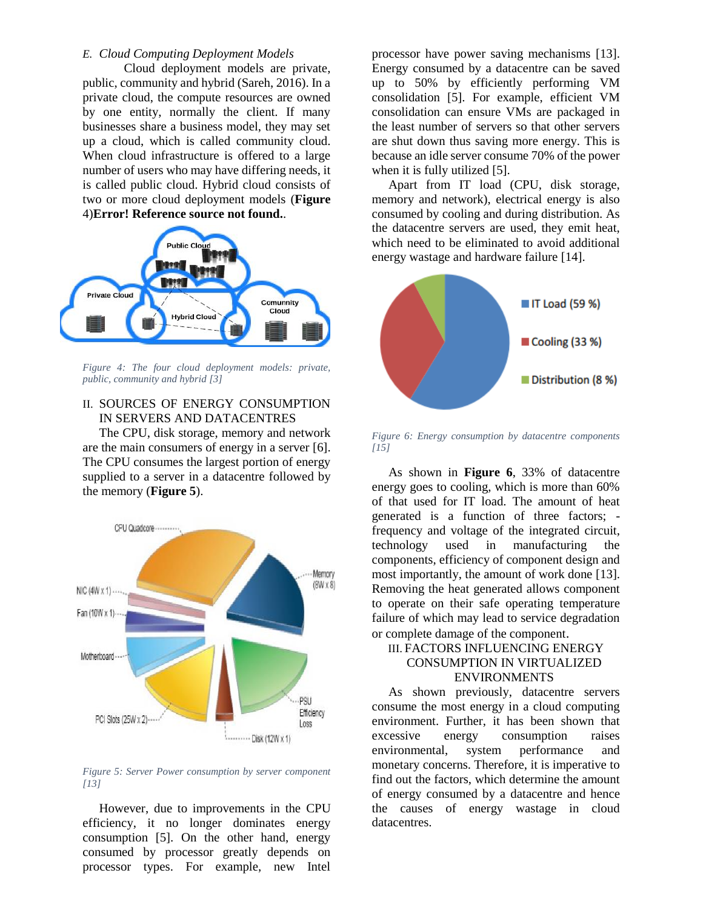### E. Cloud Computing Deployment Models

Cloud deployment models are private, public, community and hybrid (Sareh, 2016). In a private cloud, the compute resources are owned by one entity, normally the client. If many businesses share a business model, they may set up a cloud, which is called community cloud. When cloud infrastructure is offered to a large number of users who may have differing needs, it is called public cloud. Hybrid cloud consists of two or more cloud deployment models (**Figure** 4)**Error! Reference source not found.**.

*Figure 4: The four cloud deployment models: private, public, community and hybrid [3]*

## II. SOURCES OF ENERGY CONSUMPTION IN SERVERS AND DATACENTRES

The CPU, disk storage, memory and network are the main consumers of energy in a server [6]. The CPU consumes the largest portion of energy supplied to a server in a datacentre followed by the memory (**Figure 5**).

*Figure 5: Server Power consumption by server component [13]*

However, due to improvements in the CPU efficiency, it no longer dominates energy consumption [5]. On the other hand, energy consumed by processor greatly depends on processor types. For example, new Intel processor have power saving mechanisms [13]. Energy consumed by a datacentre can be saved up to 50% by efficiently performing VM consolidation [5]. For example, efficient VM consolidation can ensure VMs are packaged in the least number of servers so that other servers are shut down thus saving more energy. This is because an idle server consume 70% of the power when it is fully utilized [5].

Apart from IT load (CPU, disk storage, memory and network), electrical energy is also consumed by cooling and during distribution. As the datacentre servers are used, they emit heat, which need to be eliminated to avoid additional energy wastage and hardware failure [14].

*Figure 6: Energy consumption by datacentre components [15]*

As shown in **Figure 6**, 33% of datacentre energy goes to cooling, which is more than 60% of that used for IT load. The amount of heat generated is a function of three factors; -frequency and voltage of the integrated circuit, technology used in manufacturing the components, efficiency of component design and most importantly, the amount of work done [13]. Removing the heat generated allows component to operate on their safe operating temperature failure of which may lead to service degradation or complete damage of the component.

## III. FACTORS INFLUENCING ENERGY CONSUMPTION IN VIRTUALIZED ENVIRONMENTS

As shown previously, datacentre servers consume the most energy in a cloud computing environment. Further, it has been shown that excessive energy consumption raises environmental, system performance and monetary concerns. Therefore, it is imperative to find out the factors, which determine the amount of energy consumed by a datacentre and hence the causes of energy wastage in cloud datacentres.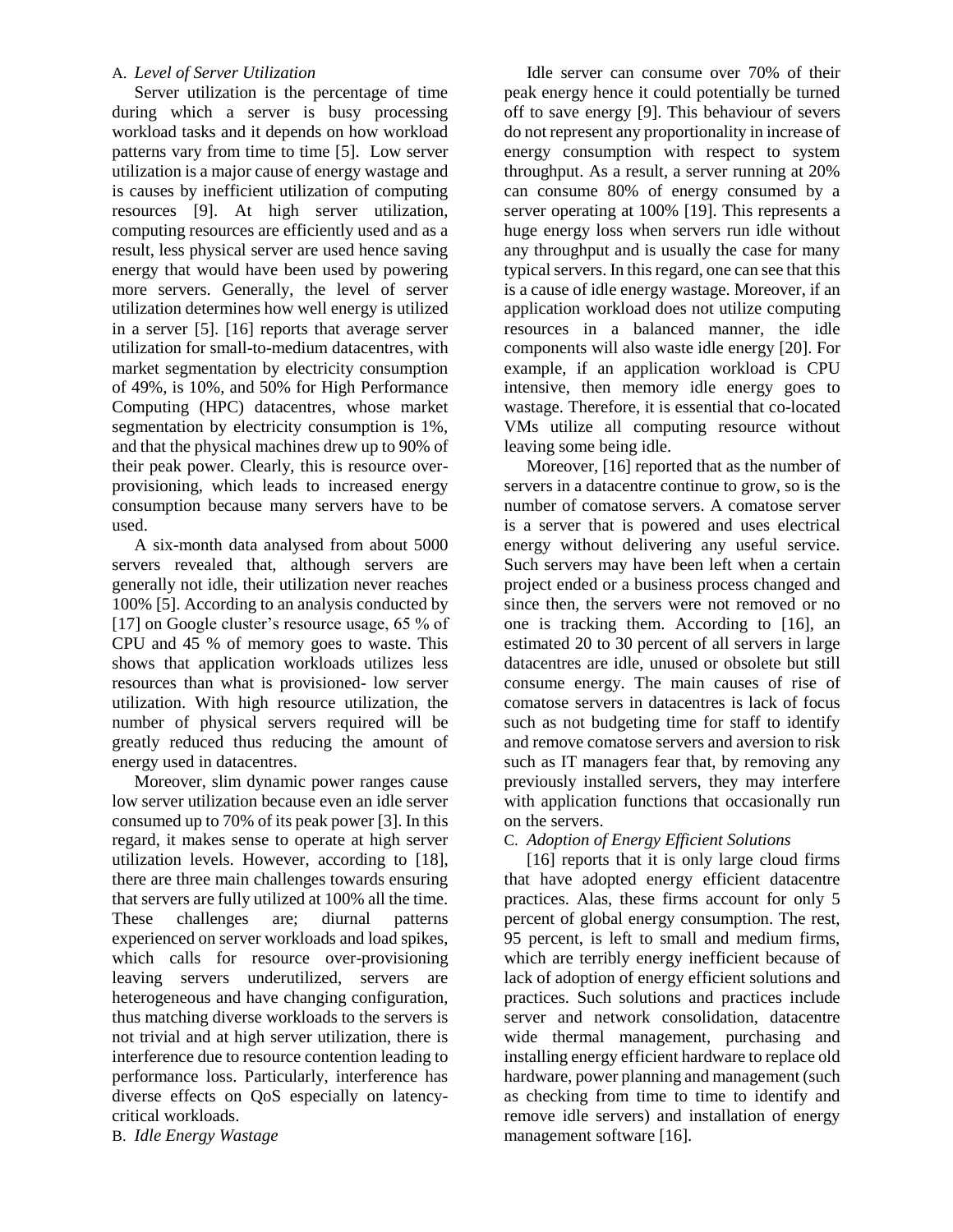### A. *Level of Server Utilization*

Server utilization is the percentage of time during which a server is busy processing workload tasks and it depends on how workload patterns vary from time to time [5]. Low server utilization is a major cause of energy wastage and is causes by inefficient utilization of computing resources [9]. At high server utilization, computing resources are efficiently used and as a result, less physical server are used hence saving energy that would have been used by powering more servers. Generally, the level of server utilization determines how well energy is utilized in a server [5]. [16] reports that average server utilization for small-to-medium datacentres, with market segmentation by electricity consumption of 49%, is 10%, and 50% for High Performance Computing (HPC) datacentres, whose market segmentation by electricity consumption is 1%, and that the physical machines drew up to 90% of their peak power. Clearly, this is resource over-provisioning, which leads to increased energy consumption because many servers have to be used.

A six-month data analysed from about 5000 servers revealed that, although servers are generally not idle, their utilization never reaches 100% [5]. According to an analysis conducted by [17] on Google cluster's resource usage, 65 % of CPU and 45 % of memory goes to waste. This shows that application workloads utilizes less resources than what is provisioned- low server utilization. With high resource utilization, the number of physical servers required will be greatly reduced thus reducing the amount of energy used in datacentres.

Moreover, slim dynamic power ranges cause low server utilization because even an idle server consumed up to 70% of its peak power [3]. In this regard, it makes sense to operate at high server utilization levels. However, according to [18], there are three main challenges towards ensuring that servers are fully utilized at 100% all the time. These challenges are; diurnal patterns experienced on server workloads and load spikes, which calls for resource over-provisioning leaving servers underutilized, servers are heterogeneous and have changing configuration, thus matching diverse workloads to the servers is not trivial and at high server utilization, there is interference due to resource contention leading to performance loss. Particularly, interference has diverse effects on QoS especially on latency-critical workloads.

### B. *Idle Energy Wastage*

Idle server can consume over 70% of their peak energy hence it could potentially be turned off to save energy [9]. This behaviour of severs do not represent any proportionality in increase of energy consumption with respect to system throughput. As a result, a server running at 20% can consume 80% of energy consumed by a server operating at 100% [19]. This represents a huge energy loss when servers run idle without any throughput and is usually the case for many typical servers. In this regard, one can see that this is a cause of idle energy wastage. Moreover, if an application workload does not utilize computing resources in a balanced manner, the idle components will also waste idle energy [20]. For example, if an application workload is CPU intensive, then memory idle energy goes to wastage. Therefore, it is essential that co-located VMs utilize all computing resource without leaving some being idle.

Moreover, [16] reported that as the number of servers in a datacentre continue to grow, so is the number of comatose servers. A comatose server is a server that is powered and uses electrical energy without delivering any useful service. Such servers may have been left when a certain project ended or a business process changed and since then, the servers were not removed or no one is tracking them. According to [16], an estimated 20 to 30 percent of all servers in large datacentres are idle, unused or obsolete but still consume energy. The main causes of rise of comatose servers in datacentres is lack of focus such as not budgeting time for staff to identify and remove comatose servers and aversion to risk such as IT managers fear that, by removing any previously installed servers, they may interfere with application functions that occasionally run on the servers.

### C. *Adoption of Energy Efficient Solutions*

[16] reports that it is only large cloud firms that have adopted energy efficient datacentre practices. Alas, these firms account for only 5 percent of global energy consumption. The rest, 95 percent, is left to small and medium firms, which are terribly energy inefficient because of lack of adoption of energy efficient solutions and practices. Such solutions and practices include server and network consolidation, datacentre wide thermal management, purchasing and installing energy efficient hardware to replace old hardware, power planning and management (such as checking from time to time to identify and remove idle servers) and installation of energy management software [16].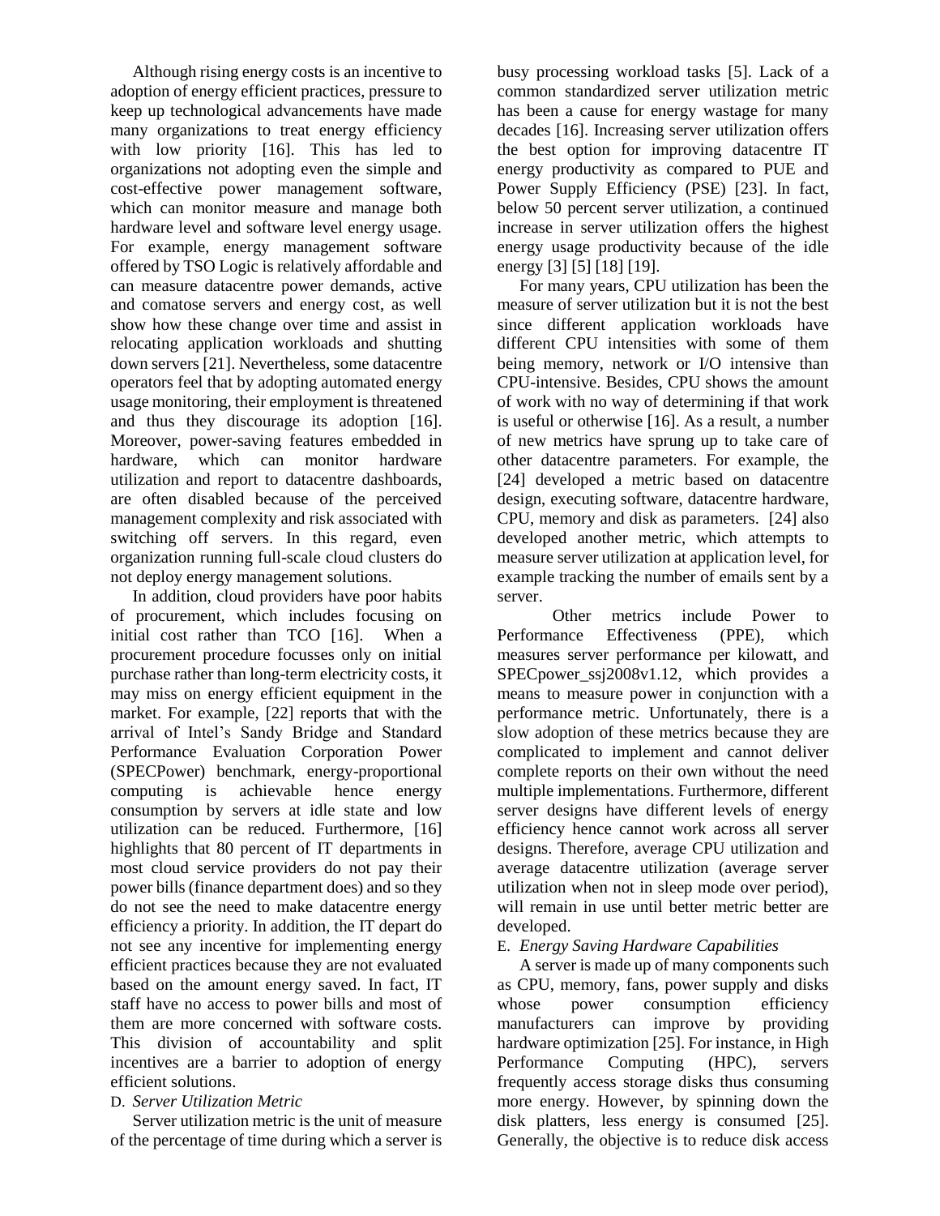Although rising energy costs is an incentive to adoption of energy efficient practices, pressure to keep up technological advancements have made many organizations to treat energy efficiency with low priority [16]. This has led to organizations not adopting even the simple and cost-effective power management software, which can monitor measure and manage both hardware level and software level energy usage. For example, energy management software offered by TSO Logic is relatively affordable and can measure datacentre power demands, active and comatose servers and energy cost, as well show how these change over time and assist in relocating application workloads and shutting down servers [21]. Nevertheless, some datacentre operators feel that by adopting automated energy usage monitoring, their employment is threatened and thus they discourage its adoption [16]. Moreover, power-saving features embedded in hardware, which can monitor hardware utilization and report to datacentre dashboards, are often disabled because of the perceived management complexity and risk associated with switching off servers. In this regard, even organization running full-scale cloud clusters do not deploy energy management solutions.

In addition, cloud providers have poor habits of procurement, which includes focusing on initial cost rather than TCO [16]. When a procurement procedure focusses only on initial purchase rather than long-term electricity costs, it may miss on energy efficient equipment in the market. For example, [22] reports that with the arrival of Intel's Sandy Bridge and Standard Performance Evaluation Corporation Power (SPECPower) benchmark, energy-proportional computing is achievable hence energy consumption by servers at idle state and low utilization can be reduced. Furthermore, [16] highlights that 80 percent of IT departments in most cloud service providers do not pay their power bills (finance department does) and so they do not see the need to make datacentre energy efficiency a priority. In addition, the IT depart do not see any incentive for implementing energy efficient practices because they are not evaluated based on the amount energy saved. In fact, IT staff have no access to power bills and most of them are more concerned with software costs. This division of accountability and split incentives are a barrier to adoption of energy efficient solutions.

### D. *Server Utilization Metric*

Server utilization metric is the unit of measure of the percentage of time during which a server is busy processing workload tasks [5]. Lack of a common standardized server utilization metric has been a cause for energy wastage for many decades [16]. Increasing server utilization offers the best option for improving datacentre IT energy productivity as compared to PUE and Power Supply Efficiency (PSE) [23]. In fact, below 50 percent server utilization, a continued increase in server utilization offers the highest energy usage productivity because of the idle energy [3] [5] [18] [19].

For many years, CPU utilization has been the measure of server utilization but it is not the best since different application workloads have different CPU intensities with some of them being memory, network or I/O intensive than CPU-intensive. Besides, CPU shows the amount of work with no way of determining if that work is useful or otherwise [16]. As a result, a number of new metrics have sprung up to take care of other datacentre parameters. For example, the [24] developed a metric based on datacentre design, executing software, datacentre hardware, CPU, memory and disk as parameters. [24] also developed another metric, which attempts to measure server utilization at application level, for example tracking the number of emails sent by a server.

Other metrics include Power to Performance Effectiveness (PPE), which measures server performance per kilowatt, and SPECpower_ssj2008v1.12, which provides a means to measure power in conjunction with a performance metric. Unfortunately, there is a slow adoption of these metrics because they are complicated to implement and cannot deliver complete reports on their own without the need multiple implementations. Furthermore, different server designs have different levels of energy efficiency hence cannot work across all server designs. Therefore, average CPU utilization and average datacentre utilization (average server utilization when not in sleep mode over period), will remain in use until better metric better are developed.

### E. *Energy Saving Hardware Capabilities*

A server is made up of many components such as CPU, memory, fans, power supply and disks whose power consumption efficiency manufacturers can improve by providing hardware optimization [25]. For instance, in High Performance Computing (HPC), servers frequently access storage disks thus consuming more energy. However, by spinning down the disk platters, less energy is consumed [25]. Generally, the objective is to reduce disk access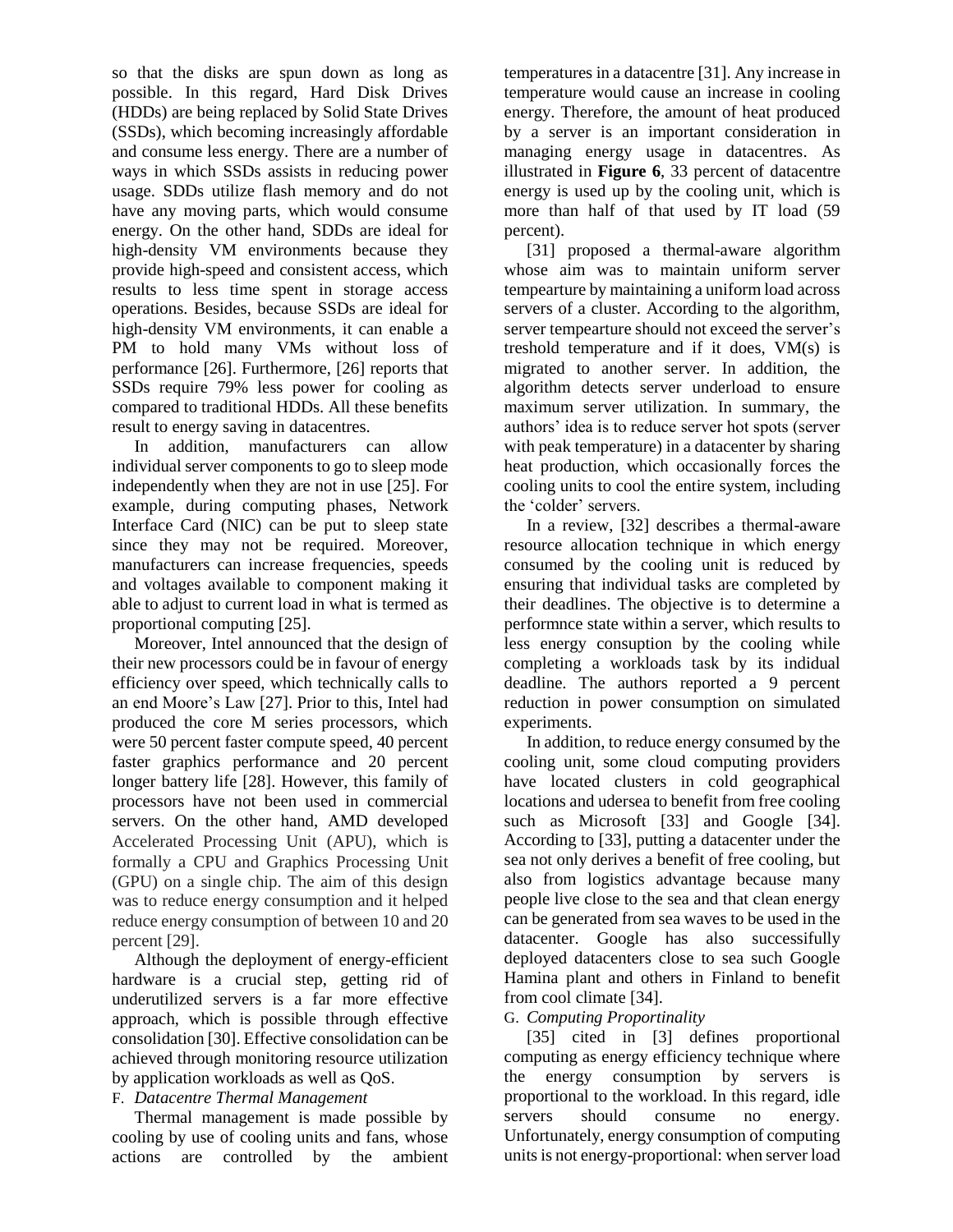so that the disks are spun down as long as possible. In this regard, Hard Disk Drives (HDDs) are being replaced by Solid State Drives (SSDs), which becoming increasingly affordable and consume less energy. There are a number of ways in which SSDs assists in reducing power usage. SDDs utilize flash memory and do not have any moving parts, which would consume energy. On the other hand, SDDs are ideal for high-density VM environments because they provide high-speed and consistent access, which results to less time spent in storage access operations. Besides, because SSDs are ideal for high-density VM environments, it can enable a PM to hold many VMs without loss of performance [26]. Furthermore, [26] reports that SSDs require 79% less power for cooling as compared to traditional HDDs. All these benefits result to energy saving in datacentres.

In addition, manufacturers can allow individual server components to go to sleep mode independently when they are not in use [25]. For example, during computing phases, Network Interface Card (NIC) can be put to sleep state since they may not be required. Moreover, manufacturers can increase frequencies, speeds and voltages available to component making it able to adjust to current load in what is termed as proportional computing [25].

Moreover, Intel announced that the design of their new processors could be in favour of energy efficiency over speed, which technically calls to an end Moore's Law [27]. Prior to this, Intel had produced the core M series processors, which were 50 percent faster compute speed, 40 percent faster graphics performance and 20 percent longer battery life [28]. However, this family of processors have not been used in commercial servers. On the other hand, AMD developed Accelerated Processing Unit (APU), which is formally a CPU and Graphics Processing Unit (GPU) on a single chip. The aim of this design was to reduce energy consumption and it helped reduce energy consumption of between 10 and 20 percent [29].

Although the deployment of energy-efficient hardware is a crucial step, getting rid of underutilized servers is a far more effective approach, which is possible through effective consolidation [30]. Effective consolidation can be achieved through monitoring resource utilization by application workloads as well as QoS.

### F. *Datacentre Thermal Management*

Thermal management is made possible by cooling by use of cooling units and fans, whose actions are controlled by the ambient temperatures in a datacentre [31]. Any increase in temperature would cause an increase in cooling energy. Therefore, the amount of heat produced by a server is an important consideration in managing energy usage in datacentres. As illustrated in **Figure 6**, 33 percent of datacentre energy is used up by the cooling unit, which is more than half of that used by IT load (59 percent).

[31] proposed a thermal-aware algorithm whose aim was to maintain uniform server tempearture by maintaining a uniform load across servers of a cluster. According to the algorithm, server tempearture should not exceed the server's treshold temperature and if it does, VM(s) is migrated to another server. In addition, the algorithm detects server underload to ensure maximum server utilization. In summary, the authors' idea is to reduce server hot spots (server with peak temperature) in a datacenter by sharing heat production, which occasionally forces the cooling units to cool the entire system, including the 'colder' servers.

In a review, [32] describes a thermal-aware resource allocation technique in which energy consumed by the cooling unit is reduced by ensuring that individual tasks are completed by their deadlines. The objective is to determine a performnce state within a server, which results to less energy consuption by the cooling while completing a workloads task by its indidual deadline. The authors reported a 9 percent reduction in power consumption on simulated experiments.

In addition, to reduce energy consumed by the cooling unit, some cloud computing providers have located clusters in cold geographical locations and udersea to benefit from free cooling such as Microsoft [33] and Google [34]. According to [33], putting a datacenter under the sea not only derives a benefit of free cooling, but also from logistics advantage because many people live close to the sea and that clean energy can be generated from sea waves to be used in the datacenter. Google has also successifully deployed datacenters close to sea such Google Hamina plant and others in Finland to benefit from cool climate [34].

### G. *Computing Proportinality*

[35] cited in [3] defines proportional computing as energy efficiency technique where the energy consumption by servers is proportional to the workload. In this regard, idle servers should consume no energy. Unfortunately, energy consumption of computing units is not energy-proportional: when server load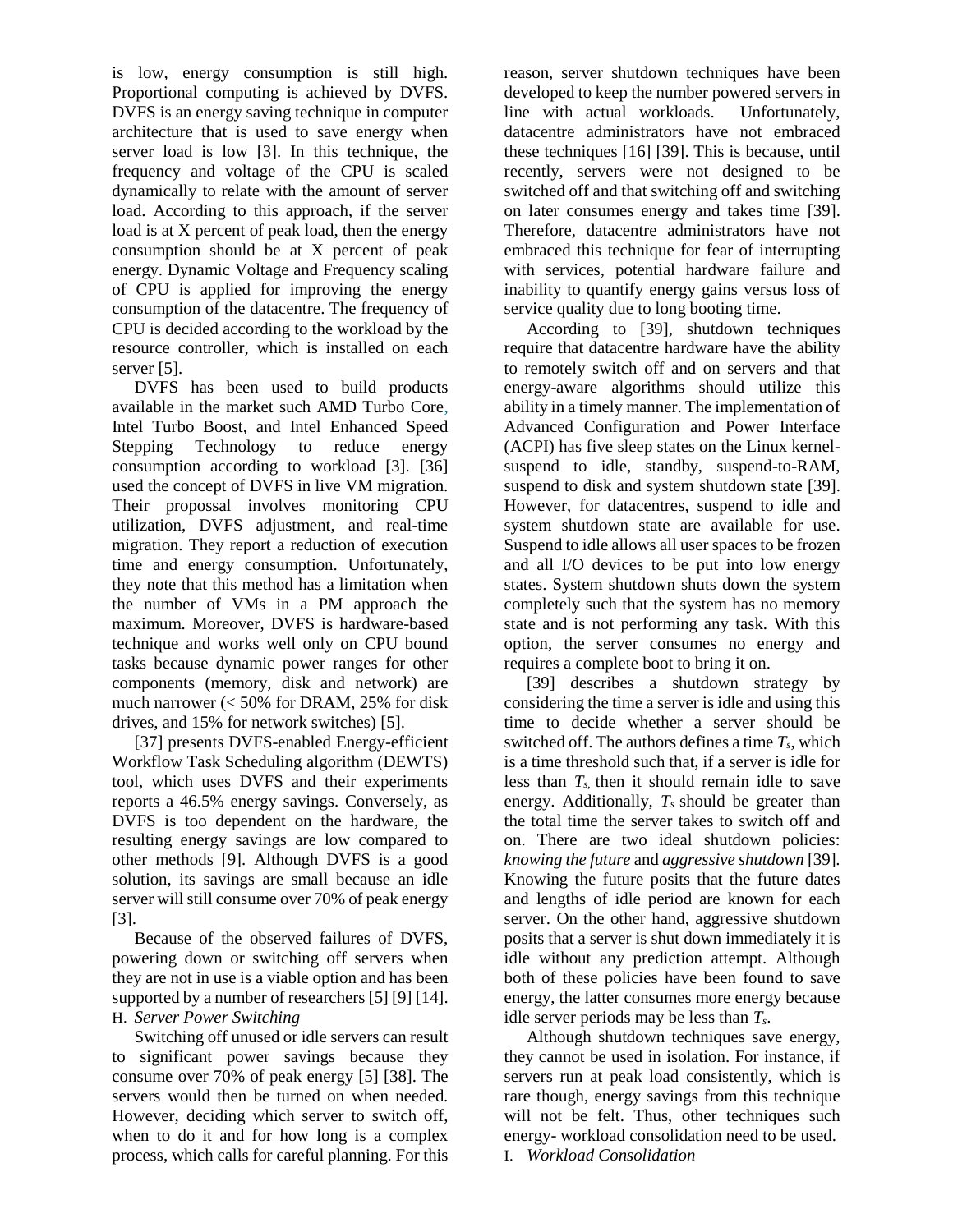is low, energy consumption is still high. Proportional computing is achieved by DVFS. DVFS is an energy saving technique in computer architecture that is used to save energy when server load is low [3]. In this technique, the frequency and voltage of the CPU is scaled dynamically to relate with the amount of server load. According to this approach, if the server load is at X percent of peak load, then the energy consumption should be at X percent of peak energy. Dynamic Voltage and Frequency scaling of CPU is applied for improving the energy consumption of the datacentre. The frequency of CPU is decided according to the workload by the resource controller, which is installed on each server [5].

DVFS has been used to build products available in the market such AMD Turbo Core, Intel Turbo Boost, and Intel Enhanced Speed Stepping Technology to reduce energy consumption according to workload [3]. [36] used the concept of DVFS in live VM migration. Their propossal involves monitoring CPU utilization, DVFS adjustment, and real-time migration. They report a reduction of execution time and energy consumption. Unfortunately, they note that this method has a limitation when the number of VMs in a PM approach the maximum. Moreover, DVFS is hardware-based technique and works well only on CPU bound tasks because dynamic power ranges for other components (memory, disk and network) are much narrower (< 50% for DRAM, 25% for disk drives, and 15% for network switches) [5].

[37] presents DVFS-enabled Energy-efficient Workflow Task Scheduling algorithm (DEWTS) tool, which uses DVFS and their experiments reports a 46.5% energy savings. Conversely, as DVFS is too dependent on the hardware, the resulting energy savings are low compared to other methods [9]. Although DVFS is a good solution, its savings are small because an idle server will still consume over 70% of peak energy [3].

Because of the observed failures of DVFS, powering down or switching off servers when they are not in use is a viable option and has been supported by a number of researchers [5] [9] [14].

### H. *Server Power Switching*

Switching off unused or idle servers can result to significant power savings because they consume over 70% of peak energy [5] [38]. The servers would then be turned on when needed. However, deciding which server to switch off, when to do it and for how long is a complex process, which calls for careful planning. For this reason, server shutdown techniques have been developed to keep the number powered servers in line with actual workloads. Unfortunately, datacentre administrators have not embraced these techniques [16] [39]. This is because, until recently, servers were not designed to be switched off and that switching off and switching on later consumes energy and takes time [39]. Therefore, datacentre administrators have not embraced this technique for fear of interrupting with services, potential hardware failure and inability to quantify energy gains versus loss of service quality due to long booting time.

According to [39], shutdown techniques require that datacentre hardware have the ability to remotely switch off and on servers and that energy-aware algorithms should utilize this ability in a timely manner. The implementation of Advanced Configuration and Power Interface (ACPI) has five sleep states on the Linux kernel-suspend to idle, standby, suspend-to-RAM, suspend to disk and system shutdown state [39]. However, for datacentres, suspend to idle and system shutdown state are available for use. Suspend to idle allows all user spaces to be frozen and all I/O devices to be put into low energy states. System shutdown shuts down the system completely such that the system has no memory state and is not performing any task. With this option, the server consumes no energy and requires a complete boot to bring it on.

[39] describes a shutdown strategy by considering the time a server is idle and using this time to decide whether a server should be switched off. The authors defines a time $T_s$, which is a time threshold such that, if a server is idle for less than $T_s$, then it should remain idle to save energy. Additionally, $T_s$ should be greater than the total time the server takes to switch off and on. There are two ideal shutdown policies: *knowing the future* and *aggressive shutdown* [39]. Knowing the future posits that the future dates and lengths of idle period are known for each server. On the other hand, aggressive shutdown posits that a server is shut down immediately it is idle without any prediction attempt. Although both of these policies have been found to save energy, the latter consumes more energy because idle server periods may be less than $T_s$.

Although shutdown techniques save energy, they cannot be used in isolation. For instance, if servers run at peak load consistently, which is rare though, energy savings from this technique will not be felt. Thus, other techniques such energy- workload consolidation need to be used.

### I. *Workload Consolidation*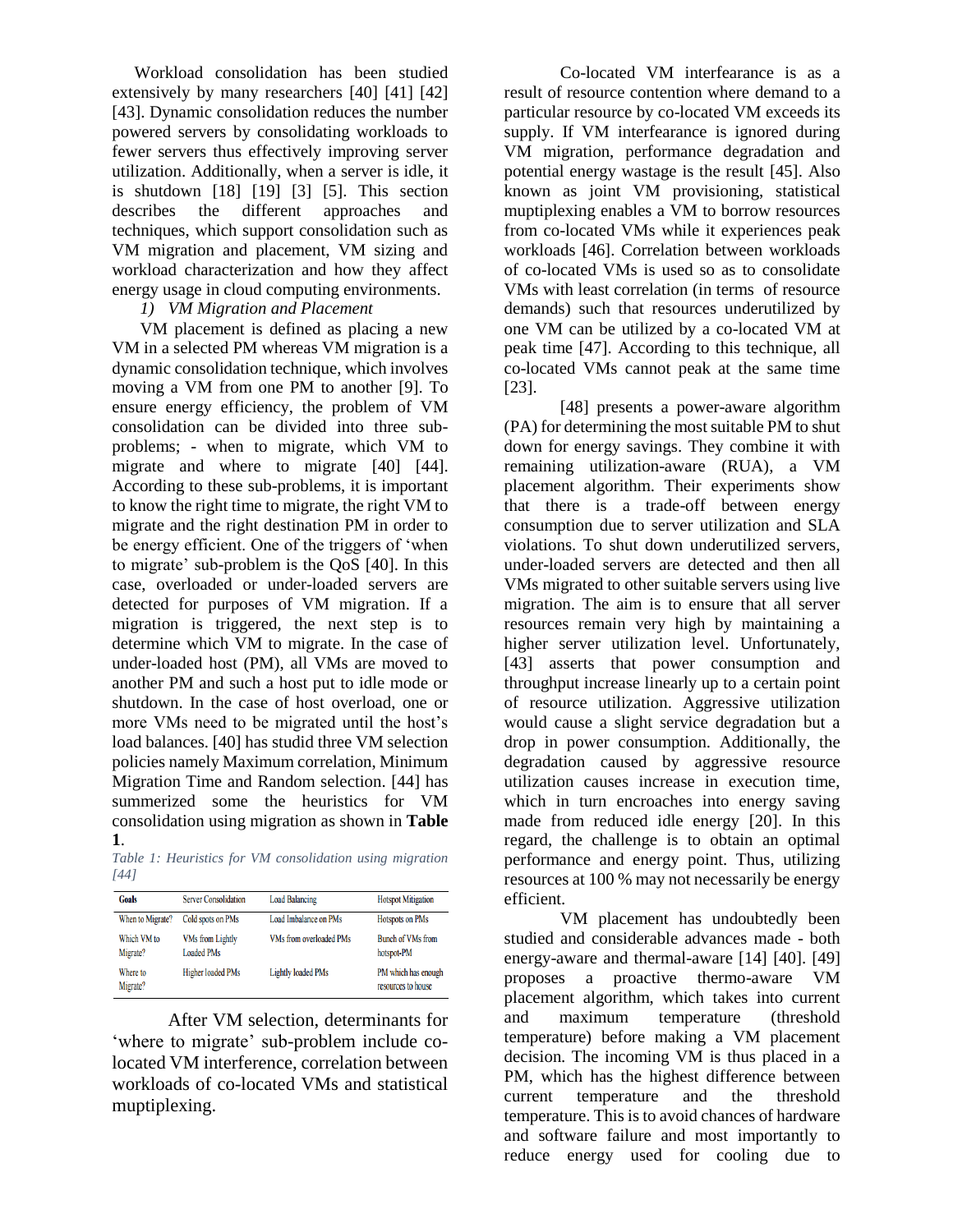Workload consolidation has been studied extensively by many researchers [40] [41] [42] [43]. Dynamic consolidation reduces the number powered servers by consolidating workloads to fewer servers thus effectively improving server utilization. Additionally, when a server is idle, it is shutdown [18] [19] [3] [5]. This section describes the different approaches and techniques, which support consolidation such as VM migration and placement, VM sizing and workload characterization and how they affect energy usage in cloud computing environments.

*1) VM Migration and Placement*

VM placement is defined as placing a new VM in a selected PM whereas VM migration is a dynamic consolidation technique, which involves moving a VM from one PM to another [9]. To ensure energy efficiency, the problem of VM consolidation can be divided into three sub-problems; - when to migrate, which VM to migrate and where to migrate [40] [44]. According to these sub-problems, it is important to know the right time to migrate, the right VM to migrate and the right destination PM in order to be energy efficient. One of the triggers of 'when to migrate' sub-problem is the QoS [40]. In this case, overloaded or under-loaded servers are detected for purposes of VM migration. If a migration is triggered, the next step is to determine which VM to migrate. In the case of under-loaded host (PM), all VMs are moved to another PM and such a host put to idle mode or shutdown. In the case of host overload, one or more VMs need to be migrated until the host's load balances. [40] has studid three VM selection policies namely Maximum correlation, Minimum Migration Time and Random selection. [44] has summerized some the heuristics for VM consolidation using migration as shown in **Table 1**.

*Table 1: Heuristics for VM consolidation using migration [44]*

| Goals | Server Consolidation | Load Balancing | Hotspot Mitigation |
|---|---|---|---|
| When to Migrate? | Cold spots on PMs | Load Imbalance on PMs | Hotspots on PMs |
| Which VM to Migrate? | VMs from Lightly Loaded PMs | VMs from overloaded PMs | Bunch of VMs from hotspot-PM |
| Where to Migrate? | Higher loaded PMs | Lightly loaded PMs | PM which has enough resources to house |

After VM selection, determinants for 'where to migrate' sub-problem include co-located VM interference, correlation between workloads of co-located VMs and statistical muptiplexing.

Co-located VM interfearance is as a result of resource contention where demand to a particular resource by co-located VM exceeds its supply. If VM interfearance is ignored during VM migration, performance degradation and potential energy wastage is the result [45]. Also known as joint VM provisioning, statistical muptiplexing enables a VM to borrow resources from co-located VMs while it experiences peak workloads [46]. Correlation between workloads of co-located VMs is used so as to consolidate VMs with least correlation (in terms of resource demands) such that resources underutilized by one VM can be utilized by a co-located VM at peak time [47]. According to this technique, all co-located VMs cannot peak at the same time [23].

[48] presents a power-aware algorithm (PA) for determining the most suitable PM to shut down for energy savings. They combine it with remaining utilization-aware (RUA), a VM placement algorithm. Their experiments show that there is a trade-off between energy consumption due to server utilization and SLA violations. To shut down underutilized servers, under-loaded servers are detected and then all VMs migrated to other suitable servers using live migration. The aim is to ensure that all server resources remain very high by maintaining a higher server utilization level. Unfortunately, [43] asserts that power consumption and throughput increase linearly up to a certain point of resource utilization. Aggressive utilization would cause a slight service degradation but a drop in power consumption. Additionally, the degradation caused by aggressive resource utilization causes increase in execution time, which in turn encroaches into energy saving made from reduced idle energy [20]. In this regard, the challenge is to obtain an optimal performance and energy point. Thus, utilizing resources at 100 % may not necessarily be energy efficient.

VM placement has undoubtedly been studied and considerable advances made - both energy-aware and thermal-aware [14] [40]. [49] proposes a proactive thermo-aware VM placement algorithm, which takes into current and maximum temperature (threshold temperature) before making a VM placement decision. The incoming VM is thus placed in a PM, which has the highest difference between current temperature and the threshold temperature. This is to avoid chances of hardware and software failure and most importantly to reduce energy used for cooling due to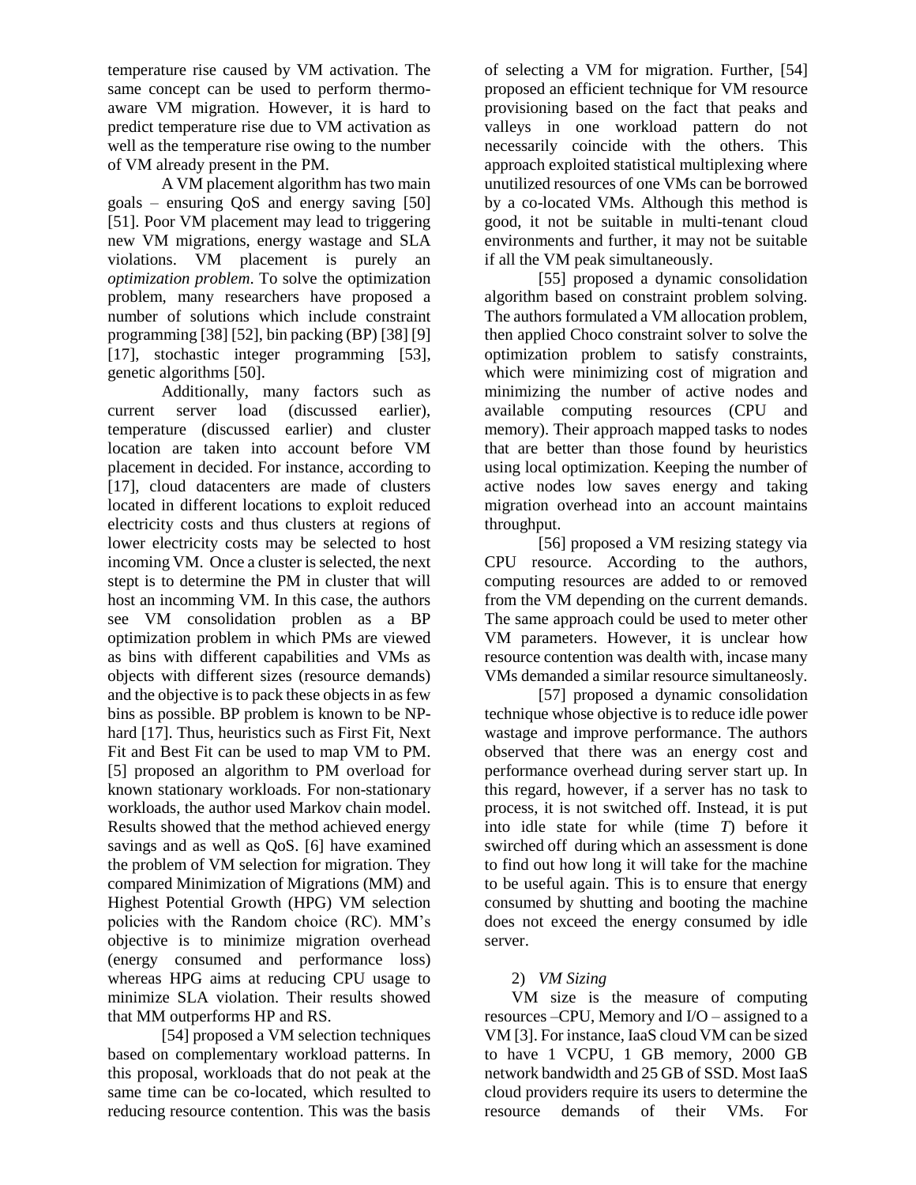temperature rise caused by VM activation. The same concept can be used to perform thermo-aware VM migration. However, it is hard to predict temperature rise due to VM activation as well as the temperature rise owing to the number of VM already present in the PM.

A VM placement algorithm has two main goals – ensuring QoS and energy saving [50] [51]. Poor VM placement may lead to triggering new VM migrations, energy wastage and SLA violations. VM placement is purely an *optimization problem*. To solve the optimization problem, many researchers have proposed a number of solutions which include constraint programming [38] [52], bin packing (BP) [38] [9] [17], stochastic integer programming [53], genetic algorithms [50].

Additionally, many factors such as current server load (discussed earlier), temperature (discussed earlier) and cluster location are taken into account before VM placement in decided. For instance, according to [17], cloud datacenters are made of clusters located in different locations to exploit reduced electricity costs and thus clusters at regions of lower electricity costs may be selected to host incoming VM. Once a cluster is selected, the next stept is to determine the PM in cluster that will host an incomming VM. In this case, the authors see VM consolidation problen as a BP optimization problem in which PMs are viewed as bins with different capabilities and VMs as objects with different sizes (resource demands) and the objective is to pack these objects in as few bins as possible. BP problem is known to be NP-hard [17]. Thus, heuristics such as First Fit, Next Fit and Best Fit can be used to map VM to PM. [5] proposed an algorithm to PM overload for known stationary workloads. For non-stationary workloads, the author used Markov chain model. Results showed that the method achieved energy savings and as well as QoS. [6] have examined the problem of VM selection for migration. They compared Minimization of Migrations (MM) and Highest Potential Growth (HPG) VM selection policies with the Random choice (RC). MM's objective is to minimize migration overhead (energy consumed and performance loss) whereas HPG aims at reducing CPU usage to minimize SLA violation. Their results showed that MM outperforms HP and RS.

[54] proposed a VM selection techniques based on complementary workload patterns. In this proposal, workloads that do not peak at the same time can be co-located, which resulted to reducing resource contention. This was the basis of selecting a VM for migration. Further, [54] proposed an efficient technique for VM resource provisioning based on the fact that peaks and valleys in one workload pattern do not necessarily coincide with the others. This approach exploited statistical multiplexing where unutilized resources of one VMs can be borrowed by a co-located VMs. Although this method is good, it not be suitable in multi-tenant cloud environments and further, it may not be suitable if all the VM peak simultaneously.

[55] proposed a dynamic consolidation algorithm based on constraint problem solving. The authors formulated a VM allocation problem, then applied Choco constraint solver to solve the optimization problem to satisfy constraints, which were minimizing cost of migration and minimizing the number of active nodes and available computing resources (CPU and memory). Their approach mapped tasks to nodes that are better than those found by heuristics using local optimization. Keeping the number of active nodes low saves energy and taking migration overhead into an account maintains throughput.

[56] proposed a VM resizing stategy via CPU resource. According to the authors, computing resources are added to or removed from the VM depending on the current demands. The same approach could be used to meter other VM parameters. However, it is unclear how resource contention was dealth with, incase many VMs demanded a similar resource simultaneosly.

[57] proposed a dynamic consolidation technique whose objective is to reduce idle power wastage and improve performance. The authors observed that there was an energy cost and performance overhead during server start up. In this regard, however, if a server has no task to process, it is not switched off. Instead, it is put into idle state for while (time *T*) before it swirched off during which an assessment is done to find out how long it will take for the machine to be useful again. This is to ensure that energy consumed by shutting and booting the machine does not exceed the energy consumed by idle server.

2) *VM Sizing*

VM size is the measure of computing resources –CPU, Memory and I/O – assigned to a VM [3]. For instance, IaaS cloud VM can be sized to have 1 VCPU, 1 GB memory, 2000 GB network bandwidth and 25 GB of SSD. Most IaaS cloud providers require its users to determine the resource demands of their VMs. For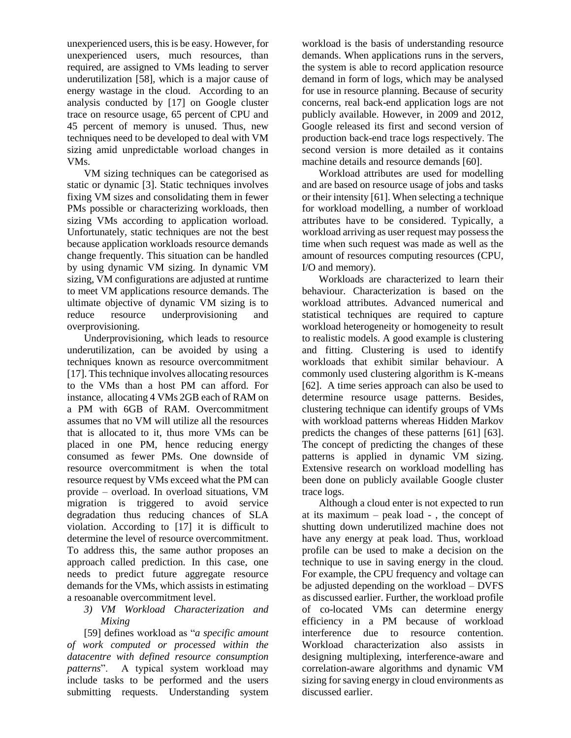unexperienced users, this is be easy. However, for unexperienced users, much resources, than required, are assigned to VMs leading to server underutilization [58], which is a major cause of energy wastage in the cloud. According to an analysis conducted by [17] on Google cluster trace on resource usage, 65 percent of CPU and 45 percent of memory is unused. Thus, new techniques need to be developed to deal with VM sizing amid unpredictable worload changes in VMs.

VM sizing techniques can be categorised as static or dynamic [3]. Static techniques involves fixing VM sizes and consolidating them in fewer PMs possible or characterizing workloads, then sizing VMs according to application worload. Unfortunately, static techniques are not the best because application workloads resource demands change frequently. This situation can be handled by using dynamic VM sizing. In dynamic VM sizing, VM configurations are adjusted at runtime to meet VM applications resource demands. The ultimate objective of dynamic VM sizing is to reduce resource underprovisioning and overprovisioning.

Underprovisioning, which leads to resource underutilization, can be avoided by using a techniques known as resource overcommitment [17]. This technique involves allocating resources to the VMs than a host PM can afford. For instance, allocating 4 VMs 2GB each of RAM on a PM with 6GB of RAM. Overcommitment assumes that no VM will utilize all the resources that is allocated to it, thus more VMs can be placed in one PM, hence reducing energy consumed as fewer PMs. One downside of resource overcommitment is when the total resource request by VMs exceed what the PM can provide – overload. In overload situations, VM migration is triggered to avoid service degradation thus reducing chances of SLA violation. According to [17] it is difficult to determine the level of resource overcommitment. To address this, the same author proposes an approach called prediction. In this case, one needs to predict future aggregate resource demands for the VMs, which assists in estimating a resoanable overcommitment level.

### *3) VM Workload Characterization and Mixing*

[59] defines workload as "*a specific amount of work computed or processed within the datacentre with defined resource consumption patterns*". A typical system workload may include tasks to be performed and the users submitting requests. Understanding system workload is the basis of understanding resource demands. When applications runs in the servers, the system is able to record application resource demand in form of logs, which may be analysed for use in resource planning. Because of security concerns, real back-end application logs are not publicly available. However, in 2009 and 2012, Google released its first and second version of production back-end trace logs respectively. The second version is more detailed as it contains machine details and resource demands [60].

Workload attributes are used for modelling and are based on resource usage of jobs and tasks or their intensity [61]. When selecting a technique for workload modelling, a number of workload attributes have to be considered. Typically, a workload arriving as user request may possess the time when such request was made as well as the amount of resources computing resources (CPU, I/O and memory).

Workloads are characterized to learn their behaviour. Characterization is based on the workload attributes. Advanced numerical and statistical techniques are required to capture workload heterogeneity or homogeneity to result to realistic models. A good example is clustering and fitting. Clustering is used to identify workloads that exhibit similar behaviour. A commonly used clustering algorithm is K-means [62]. A time series approach can also be used to determine resource usage patterns. Besides, clustering technique can identify groups of VMs with workload patterns whereas Hidden Markov predicts the changes of these patterns [61] [63]. The concept of predicting the changes of these patterns is applied in dynamic VM sizing. Extensive research on workload modelling has been done on publicly available Google cluster trace logs.

Although a cloud enter is not expected to run at its maximum – peak load - , the concept of shutting down underutilized machine does not have any energy at peak load. Thus, workload profile can be used to make a decision on the technique to use in saving energy in the cloud. For example, the CPU frequency and voltage can be adjusted depending on the workload – DVFS as discussed earlier. Further, the workload profile of co-located VMs can determine energy efficiency in a PM because of workload interference due to resource contention. Workload characterization also assists in designing multiplexing, interference-aware and correlation-aware algorithms and dynamic VM sizing for saving energy in cloud environments as discussed earlier.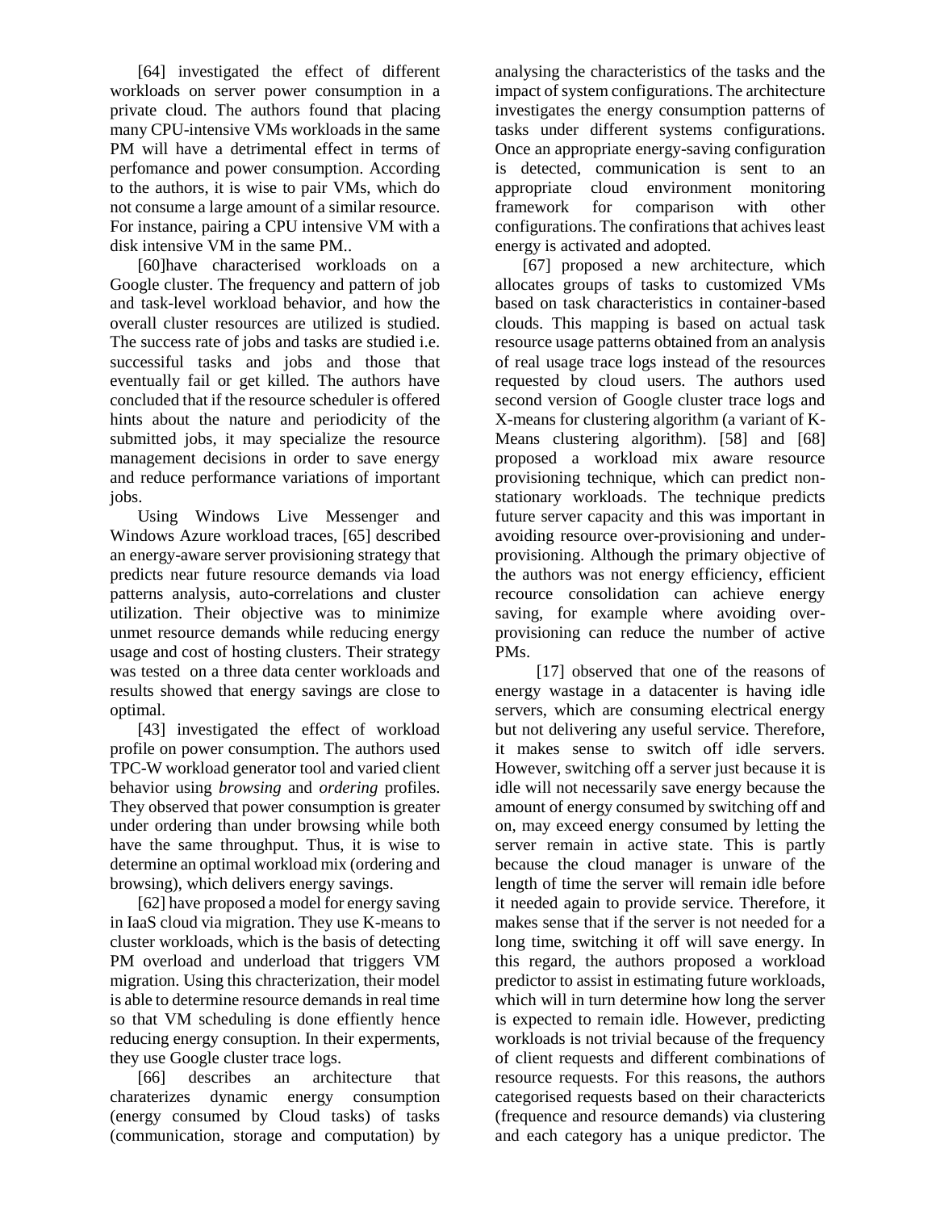[64] investigated the effect of different workloads on server power consumption in a private cloud. The authors found that placing many CPU-intensive VMs workloads in the same PM will have a detrimental effect in terms of perfomance and power consumption. According to the authors, it is wise to pair VMs, which do not consume a large amount of a similar resource. For instance, pairing a CPU intensive VM with a disk intensive VM in the same PM..

[60]have characterised workloads on a Google cluster. The frequency and pattern of job and task-level workload behavior, and how the overall cluster resources are utilized is studied. The success rate of jobs and tasks are studied i.e. successful tasks and jobs and those that eventually fail or get killed. The authors have concluded that if the resource scheduler is offered hints about the nature and periodicity of the submitted jobs, it may specialize the resource management decisions in order to save energy and reduce performance variations of important jobs.

Using Windows Live Messenger and Windows Azure workload traces, [65] described an energy-aware server provisioning strategy that predicts near future resource demands via load patterns analysis, auto-correlations and cluster utilization. Their objective was to minimize unmet resource demands while reducing energy usage and cost of hosting clusters. Their strategy was tested on a three data center workloads and results showed that energy savings are close to optimal.

[43] investigated the effect of workload profile on power consumption. The authors used TPC-W workload generator tool and varied client behavior using *browsing* and *ordering* profiles. They observed that power consumption is greater under ordering than under browsing while both have the same throughput. Thus, it is wise to determine an optimal workload mix (ordering and browsing), which delivers energy savings.

[62] have proposed a model for energy saving in IaaS cloud via migration. They use K-means to cluster workloads, which is the basis of detecting PM overload and underload that triggers VM migration. Using this chracterization, their model is able to determine resource demands in real time so that VM scheduling is done effiently hence reducing energy consuption. In their experments, they use Google cluster trace logs.

[66] describes an architecture that charaterizes dynamic energy consumption (energy consumed by Cloud tasks) of tasks (communication, storage and computation) by analysing the characteristics of the tasks and the impact of system configurations. The architecture investigates the energy consumption patterns of tasks under different systems configurations. Once an appropriate energy-saving configuration is detected, communication is sent to an appropriate cloud environment monitoring framework for comparison with other configurations. The confirations that achives least energy is activated and adopted.

[67] proposed a new architecture, which allocates groups of tasks to customized VMs based on task characteristics in container-based clouds. This mapping is based on actual task resource usage patterns obtained from an analysis of real usage trace logs instead of the resources requested by cloud users. The authors used second version of Google cluster trace logs and X-means for clustering algorithm (a variant of K-Means clustering algorithm). [58] and [68] proposed a workload mix aware resource provisioning technique, which can predict non-stationary workloads. The technique predicts future server capacity and this was important in avoiding resource over-provisioning and under-provisioning. Although the primary objective of the authors was not energy efficiency, efficient recource consolidation can achieve energy saving, for example where avoiding over-provisioning can reduce the number of active PMs.

[17] observed that one of the reasons of energy wastage in a datacenter is having idle servers, which are consuming electrical energy but not delivering any useful service. Therefore, it makes sense to switch off idle servers. However, switching off a server just because it is idle will not necessarily save energy because the amount of energy consumed by switching off and on, may exceed energy consumed by letting the server remain in active state. This is partly because the cloud manager is unware of the length of time the server will remain idle before it needed again to provide service. Therefore, it makes sense that if the server is not needed for a long time, switching it off will save energy. In this regard, the authors proposed a workload predictor to assist in estimating future workloads, which will in turn determine how long the server is expected to remain idle. However, predicting workloads is not trivial because of the frequency of client requests and different combinations of resource requests. For this reasons, the authors categorised requests based on their charactericts (frequence and resource demands) via clustering and each category has a unique predictor. The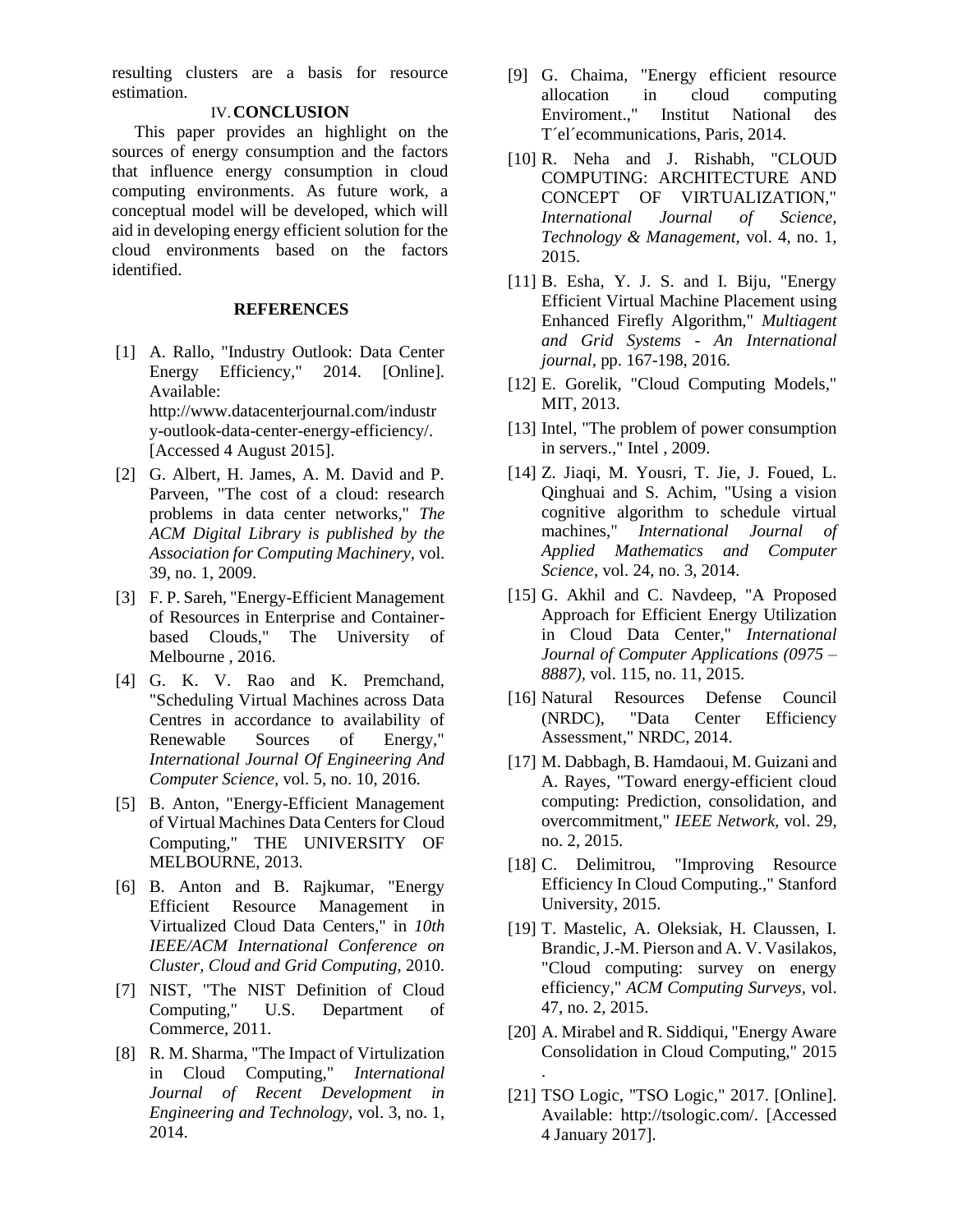resulting clusters are a basis for resource estimation.

## IV. CONCLUSION

This paper provides an highlight on the sources of energy consumption and the factors that influence energy consumption in cloud computing environments. As future work, a conceptual model will be developed, which will aid in developing energy efficient solution for the cloud environments based on the factors identified.

## REFERENCES

[1] A. Rallo, "Industry Outlook: Data Center Energy Efficiency," 2014. [Online]. Available: http://www.datacenterjournal.com/industry-outlook-data-center-energy-efficiency/. [Accessed 4 August 2015].

[2] G. Albert, H. James, A. M. David and P. Parveen, "The cost of a cloud: research problems in data center networks," *The ACM Digital Library is published by the Association for Computing Machinery,* vol. 39, no. 1, 2009.

[3] F. P. Sareh, "Energy-Efficient Management of Resources in Enterprise and Container-based Clouds," The University of Melbourne , 2016.

[4] G. K. V. Rao and K. Premchand, "Scheduling Virtual Machines across Data Centres in accordance to availability of Renewable Sources of Energy," *International Journal Of Engineering And Computer Science,* vol. 5, no. 10, 2016.

[5] B. Anton, "Energy-Efficient Management of Virtual Machines Data Centers for Cloud Computing," THE UNIVERSITY OF MELBOURNE, 2013.

[6] B. Anton and B. Rajkumar, "Energy Efficient Resource Management in Virtualized Cloud Data Centers," in *10th IEEE/ACM International Conference on Cluster, Cloud and Grid Computing*, 2010.

[7] NIST, "The NIST Definition of Cloud Computing," U.S. Department of Commerce, 2011.

[8] R. M. Sharma, "The Impact of Virtulization in Cloud Computing," *International Journal of Recent Development in Engineering and Technology,* vol. 3, no. 1, 2014.

[9] G. Chaima, "Energy efficient resource allocation in cloud computing Enviroment.," Institut National des T´el´ecommunications, Paris, 2014.

[10] R. Neha and J. Rishabh, "CLOUD COMPUTING: ARCHITECTURE AND CONCEPT OF VIRTUALIZATION," *International Journal of Science, Technology & Management,* vol. 4, no. 1, 2015.

[11] B. Esha, Y. J. S. and I. Biju, "Energy Efficient Virtual Machine Placement using Enhanced Firefly Algorithm," *Multiagent and Grid Systems - An International journal,* pp. 167-198, 2016.

[12] E. Gorelik, "Cloud Computing Models," MIT, 2013.

[13] Intel, "The problem of power consumption in servers.," Intel , 2009.

[14] Z. Jiaqi, M. Yousri, T. Jie, J. Foued, L. Qinghuai and S. Achim, "Using a vision cognitive algorithm to schedule virtual machines," *International Journal of Applied Mathematics and Computer Science,* vol. 24, no. 3, 2014.

[15] G. Akhil and C. Navdeep, "A Proposed Approach for Efficient Energy Utilization in Cloud Data Center," *International Journal of Computer Applications (0975 – 8887),* vol. 115, no. 11, 2015.

[16] Natural Resources Defense Council (NRDC), "Data Center Efficiency Assessment," NRDC, 2014.

[17] M. Dabbagh, B. Hamdaoui, M. Guizani and A. Rayes, "Toward energy-efficient cloud computing: Prediction, consolidation, and overcommitment," *IEEE Network,* vol. 29, no. 2, 2015.

[18] C. Delimitrou, "Improving Resource Efficiency In Cloud Computing.," Stanford University, 2015.

[19] T. Mastelic, A. Oleksiak, H. Claussen, I. Brandic, J.-M. Pierson and A. V. Vasilakos, "Cloud computing: survey on energy efficiency," *ACM Computing Surveys,* vol. 47, no. 2, 2015.

[20] A. Mirabel and R. Siddiqui, "Energy Aware Consolidation in Cloud Computing," 2015 .

[21] TSO Logic, "TSO Logic," 2017. [Online]. Available: http://tsologic.com/. [Accessed 4 January 2017].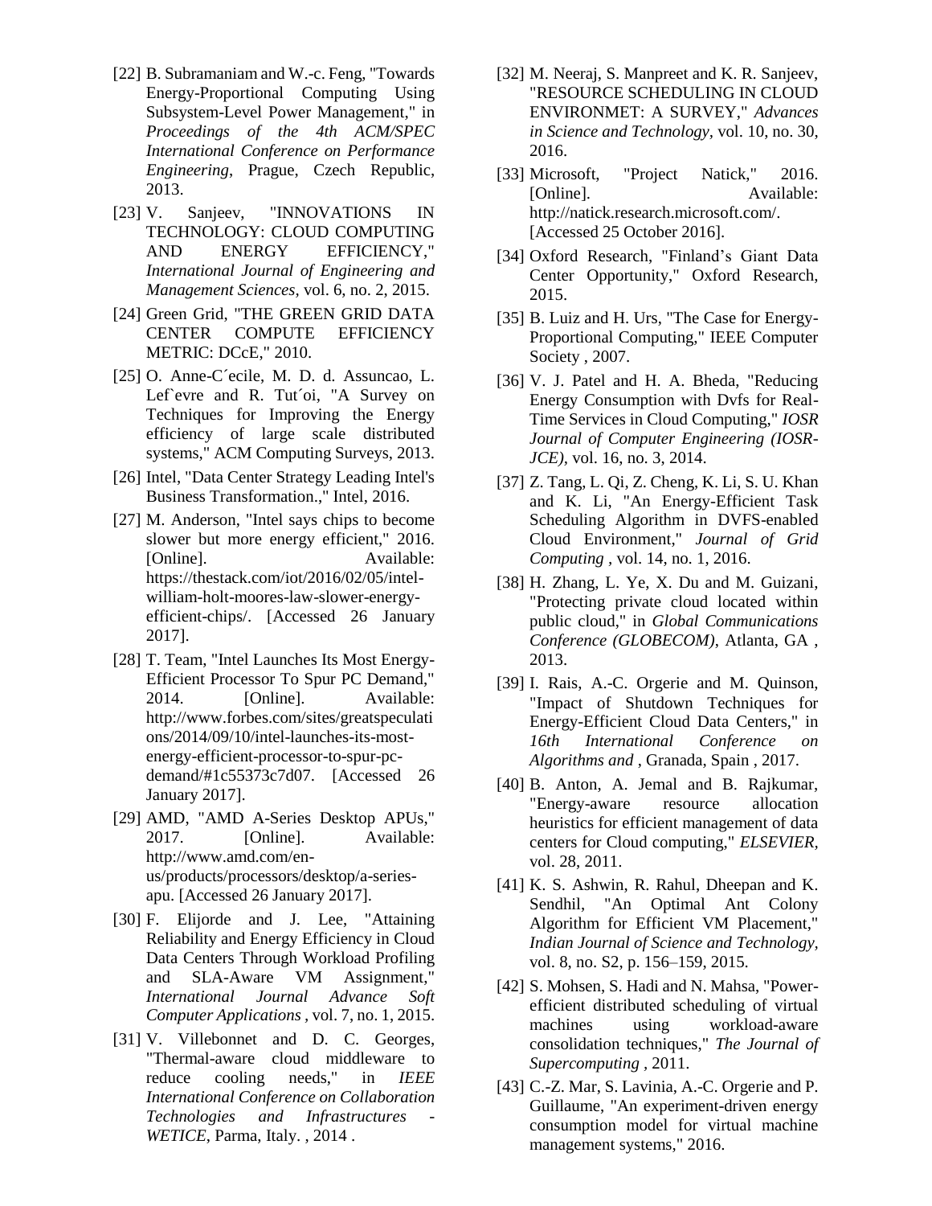[22] B. Subramaniam and W.-c. Feng, "Towards Energy-Proportional Computing Using Subsystem-Level Power Management," in *Proceedings of the 4th ACM/SPEC International Conference on Performance Engineering*, Prague, Czech Republic, 2013.

[23] V. Sanjeev, "INNOVATIONS IN TECHNOLOGY: CLOUD COMPUTING AND ENERGY EFFICIENCY," *International Journal of Engineering and Management Sciences*, vol. 6, no. 2, 2015.

[24] Green Grid, "THE GREEN GRID DATA CENTER COMPUTE EFFICIENCY METRIC: DCcE," 2010.

[25] O. Anne-C´ecile, M. D. d. Assuncao, L. Lef`evre and R. Tut´oi, "A Survey on Techniques for Improving the Energy efficiency of large scale distributed systems," ACM Computing Surveys, 2013.

[26] Intel, "Data Center Strategy Leading Intel's Business Transformation.," Intel, 2016.

[27] M. Anderson, "Intel says chips to become slower but more energy efficient," 2016. [Online]. Available: https://thestack.com/iot/2016/02/05/intel-william-holt-moores-law-slower-energy-efficient-chips/. [Accessed 26 January 2017].

[28] T. Team, "Intel Launches Its Most Energy-Efficient Processor To Spur PC Demand," 2014. [Online]. Available: http://www.forbes.com/sites/greatspeculations/2014/09/10/intel-launches-its-most-energy-efficient-processor-to-spur-pc-demand/#1c55373c7d07. [Accessed 26 January 2017].

[29] AMD, "AMD A-Series Desktop APUs," 2017. [Online]. Available: http://www.amd.com/en-us/products/processors/desktop/a-series-apu. [Accessed 26 January 2017].

[30] F. Elijorde and J. Lee, "Attaining Reliability and Energy Efficiency in Cloud Data Centers Through Workload Profiling and SLA-Aware VM Assignment," *International Journal Advance Soft Computer Applications*, vol. 7, no. 1, 2015.

[31] V. Villebonnet and D. C. Georges, "Thermal-aware cloud middleware to reduce cooling needs," in *IEEE International Conference on Collaboration Technologies and Infrastructures - WETICE*, Parma, Italy. , 2014 .

[32] M. Neeraj, S. Manpreet and K. R. Sanjeev, "RESOURCE SCHEDULING IN CLOUD ENVIRONMET: A SURVEY," *Advances in Science and Technology*, vol. 10, no. 30, 2016.

[33] Microsoft, "Project Natick," 2016. [Online]. Available: http://natick.research.microsoft.com/. [Accessed 25 October 2016].

[34] Oxford Research, "Finland's Giant Data Center Opportunity," Oxford Research, 2015.

[35] B. Luiz and H. Urs, "The Case for Energy-Proportional Computing," IEEE Computer Society , 2007.

[36] V. J. Patel and H. A. Bheda, "Reducing Energy Consumption with Dvfs for Real-Time Services in Cloud Computing," *IOSR Journal of Computer Engineering (IOSR-JCE)*, vol. 16, no. 3, 2014.

[37] Z. Tang, L. Qi, Z. Cheng, K. Li, S. U. Khan and K. Li, "An Energy-Efficient Task Scheduling Algorithm in DVFS-enabled Cloud Environment," *Journal of Grid Computing* , vol. 14, no. 1, 2016.

[38] H. Zhang, L. Ye, X. Du and M. Guizani, "Protecting private cloud located within public cloud," in *Global Communications Conference (GLOBECOM)*, Atlanta, GA , 2013.

[39] I. Rais, A.-C. Orgerie and M. Quinson, "Impact of Shutdown Techniques for Energy-Efficient Cloud Data Centers," in *16th International Conference on Algorithms and* , Granada, Spain , 2017.

[40] B. Anton, A. Jemal and B. Rajkumar, "Energy-aware resource allocation heuristics for efficient management of data centers for Cloud computing," *ELSEVIER*, vol. 28, 2011.

[41] K. S. Ashwin, R. Rahul, Dheepan and K. Sendhil, "An Optimal Ant Colony Algorithm for Efficient VM Placement," *Indian Journal of Science and Technology*, vol. 8, no. S2, p. 156–159, 2015.

[42] S. Mohsen, S. Hadi and N. Mahsa, "Power-efficient distributed scheduling of virtual machines using workload-aware consolidation techniques," *The Journal of Supercomputing* , 2011.

[43] C.-Z. Mar, S. Lavinia, A.-C. Orgerie and P. Guillaume, "An experiment-driven energy consumption model for virtual machine management systems," 2016.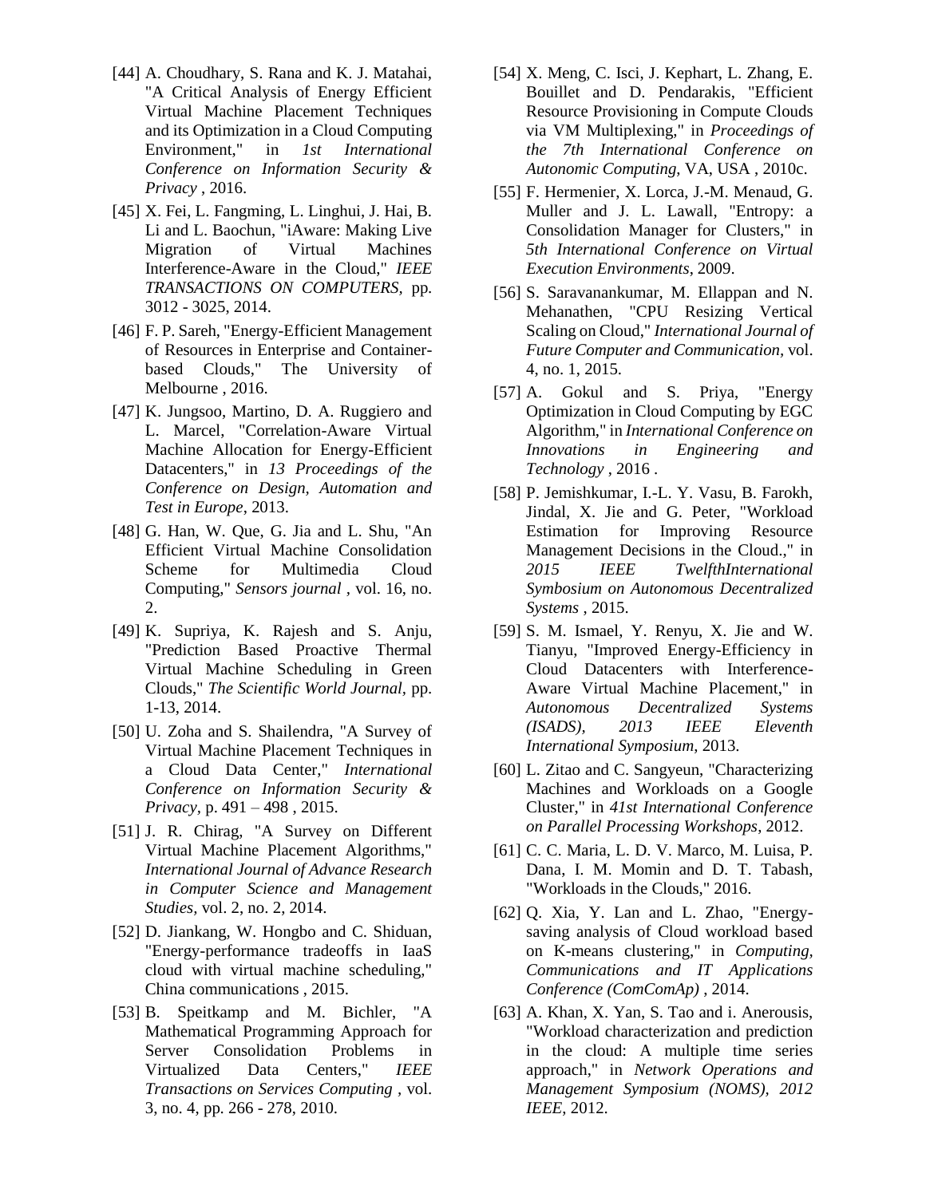[44] A. Choudhary, S. Rana and K. J. Matahai, "A Critical Analysis of Energy Efficient Virtual Machine Placement Techniques and its Optimization in a Cloud Computing Environment," in *1st International Conference on Information Security & Privacy* , 2016.

[45] X. Fei, L. Fangming, L. Linghui, J. Hai, B. Li and L. Baochun, "iAware: Making Live Migration of Virtual Machines Interference-Aware in the Cloud," *IEEE TRANSACTIONS ON COMPUTERS,* pp. 3012 - 3025, 2014.

[46] F. P. Sareh, "Energy-Efficient Management of Resources in Enterprise and Container-based Clouds," The University of Melbourne , 2016.

[47] K. Jungsoo, Martino, D. A. Ruggiero and L. Marcel, "Correlation-Aware Virtual Machine Allocation for Energy-Efficient Datacenters," in *13 Proceedings of the Conference on Design, Automation and Test in Europe*, 2013.

[48] G. Han, W. Que, G. Jia and L. Shu, "An Efficient Virtual Machine Consolidation Scheme for Multimedia Cloud Computing," *Sensors journal ,* vol. 16, no. 2.

[49] K. Supriya, K. Rajesh and S. Anju, "Prediction Based Proactive Thermal Virtual Machine Scheduling in Green Clouds," *The Scientific World Journal,* pp. 1-13, 2014.

[50] U. Zoha and S. Shailendra, "A Survey of Virtual Machine Placement Techniques in a Cloud Data Center," *International Conference on Information Security & Privacy,* p. 491 – 498 , 2015.

[51] J. R. Chirag, "A Survey on Different Virtual Machine Placement Algorithms," *International Journal of Advance Research in Computer Science and Management Studies,* vol. 2, no. 2, 2014.

[52] D. Jiankang, W. Hongbo and C. Shiduan, "Energy-performance tradeoffs in IaaS cloud with virtual machine scheduling," China communications , 2015.

[53] B. Speitkamp and M. Bichler, "A Mathematical Programming Approach for Server Consolidation Problems in Virtualized Data Centers," *IEEE Transactions on Services Computing* , vol. 3, no. 4, pp. 266 - 278, 2010.

[54] X. Meng, C. Isci, J. Kephart, L. Zhang, E. Bouillet and D. Pendarakis, "Efficient Resource Provisioning in Compute Clouds via VM Multiplexing," in *Proceedings of the 7th International Conference on Autonomic Computing*, VA, USA , 2010c.

[55] F. Hermenier, X. Lorca, J.-M. Menaud, G. Muller and J. L. Lawall, "Entropy: a Consolidation Manager for Clusters," in *5th International Conference on Virtual Execution Environments*, 2009.

[56] S. Saravanankumar, M. Ellappan and N. Mehanathen, "CPU Resizing Vertical Scaling on Cloud," *International Journal of Future Computer and Communication,* vol. 4, no. 1, 2015.

[57] A. Gokul and S. Priya, "Energy Optimization in Cloud Computing by EGC Algorithm," in *International Conference on Innovations in Engineering and Technology* , 2016 .

[58] P. Jemishkumar, I.-L. Y. Vasu, B. Farokh, Jindal, X. Jie and G. Peter, "Workload Estimation for Improving Resource Management Decisions in the Cloud.," in *2015 IEEE TwelfthInternational Symbosium on Autonomous Decentralized Systems* , 2015.

[59] S. M. Ismael, Y. Renyu, X. Jie and W. Tianyu, "Improved Energy-Efficiency in Cloud Datacenters with Interference-Aware Virtual Machine Placement," in *Autonomous Decentralized Systems (ISADS), 2013 IEEE Eleventh International Symposium*, 2013.

[60] L. Zitao and C. Sangyeun, "Characterizing Machines and Workloads on a Google Cluster," in *41st International Conference on Parallel Processing Workshops*, 2012.

[61] C. C. Maria, L. D. V. Marco, M. Luisa, P. Dana, I. M. Momin and D. T. Tabash, "Workloads in the Clouds," 2016.

[62] Q. Xia, Y. Lan and L. Zhao, "Energy-saving analysis of Cloud workload based on K-means clustering," in *Computing, Communications and IT Applications Conference (ComComAp)* , 2014.

[63] A. Khan, X. Yan, S. Tao and i. Anerousis, "Workload characterization and prediction in the cloud: A multiple time series approach," in *Network Operations and Management Symposium (NOMS), 2012 IEEE,* 2012.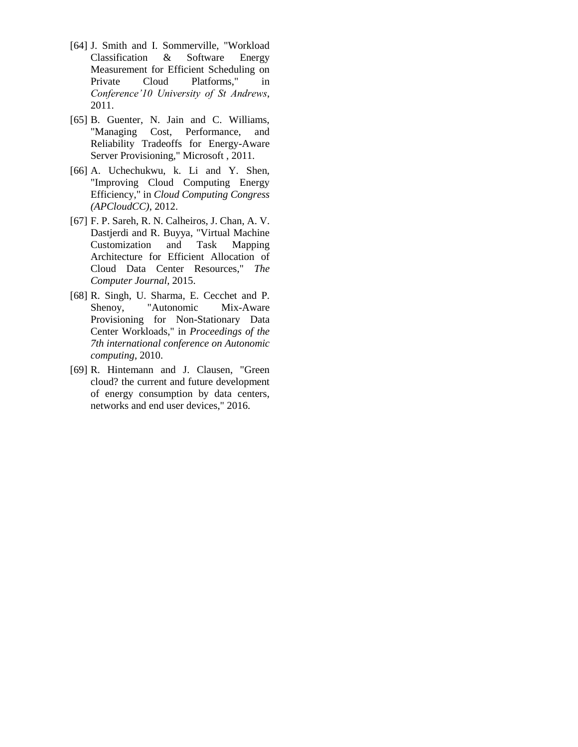[64] J. Smith and I. Sommerville, "Workload Classification & Software Energy Measurement for Efficient Scheduling on Private Cloud Platforms," in *Conference'10 University of St Andrews*, 2011.

[65] B. Guenter, N. Jain and C. Williams, "Managing Cost, Performance, and Reliability Tradeoffs for Energy-Aware Server Provisioning," Microsoft , 2011.

[66] A. Uchechukwu, k. Li and Y. Shen, "Improving Cloud Computing Energy Efficiency," in *Cloud Computing Congress (APCloudCC)*, 2012.

[67] F. P. Sareh, R. N. Calheiros, J. Chan, A. V. Dastjerdi and R. Buyya, "Virtual Machine Customization and Task Mapping Architecture for Efficient Allocation of Cloud Data Center Resources," *The Computer Journal*, 2015.

[68] R. Singh, U. Sharma, E. Cecchet and P. Shenoy, "Autonomic Mix-Aware Provisioning for Non-Stationary Data Center Workloads," in *Proceedings of the 7th international conference on Autonomic computing*, 2010.

[69] R. Hintemann and J. Clausen, "Green cloud? the current and future development of energy consumption by data centers, networks and end user devices," 2016.